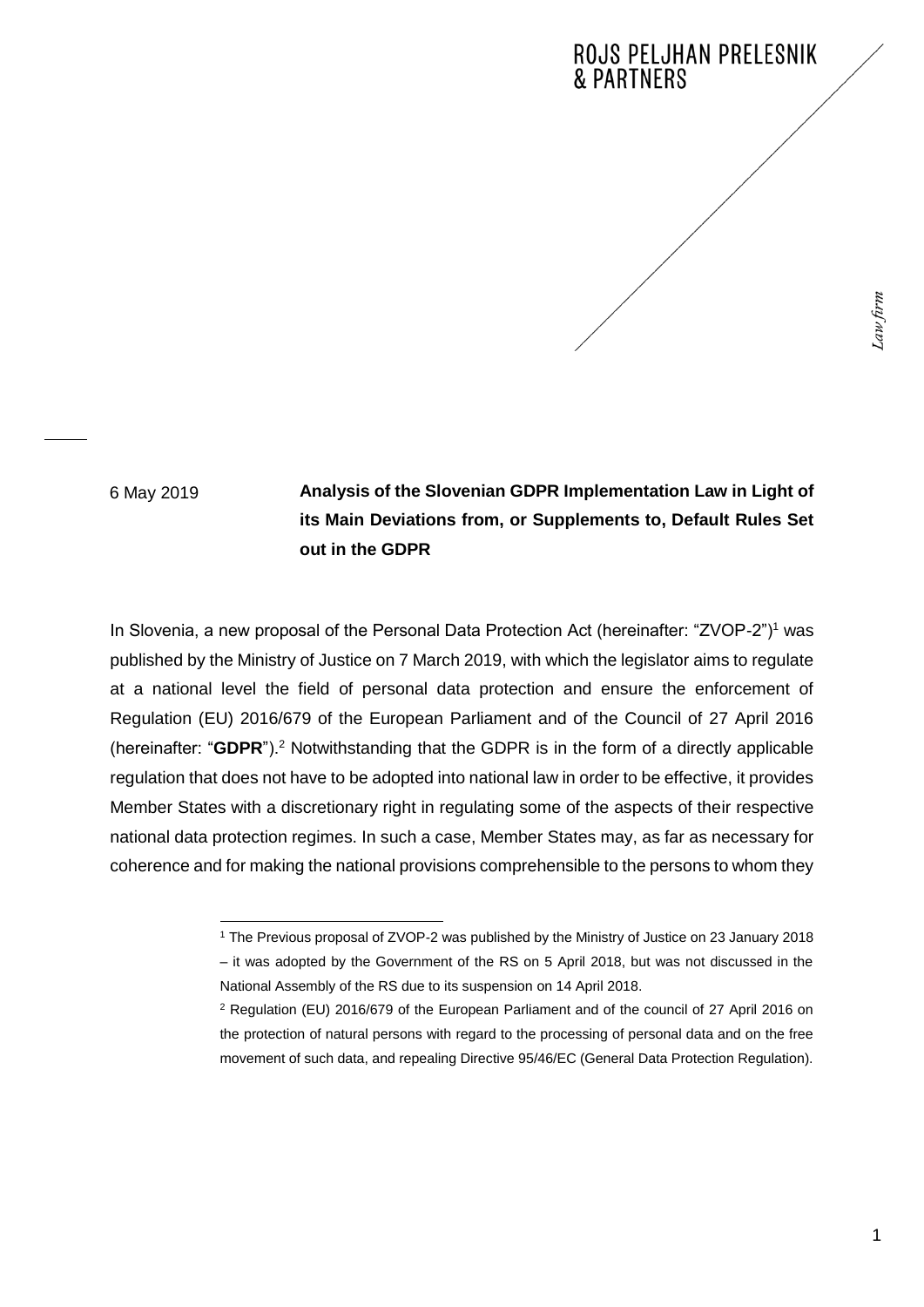ROJS PELJHAN PRELESNIK & PARTNERS

*Law firm*

6 May 2019

**Analysis of the Slovenian GDPR Implementation Law in Light of its Main Deviations from, or Supplements to, Default Rules Set out in the GDPR**

In Slovenia, a new proposal of the Personal Data Protection Act (hereinafter: "ZVOP-2")[1] was published by the Ministry of Justice on 7 March 2019, with which the legislator aims to regulate at a national level the field of personal data protection and ensure the enforcement of Regulation (EU) 2016/679 of the European Parliament and of the Council of 27 April 2016 (hereinafter: "**GDPR**").[2] Notwithstanding that the GDPR is in the form of a directly applicable regulation that does not have to be adopted into national law in order to be effective, it provides Member States with a discretionary right in regulating some of the aspects of their respective national data protection regimes. In such a case, Member States may, as far as necessary for coherence and for making the national provisions comprehensible to the persons to whom they

[1] The Previous proposal of ZVOP-2 was published by the Ministry of Justice on 23 January 2018 – it was adopted by the Government of the RS on 5 April 2018, but was not discussed in the National Assembly of the RS due to its suspension on 14 April 2018.

[2] Regulation (EU) 2016/679 of the European Parliament and of the council of 27 April 2016 on the protection of natural persons with regard to the processing of personal data and on the free movement of such data, and repealing Directive 95/46/EC (General Data Protection Regulation).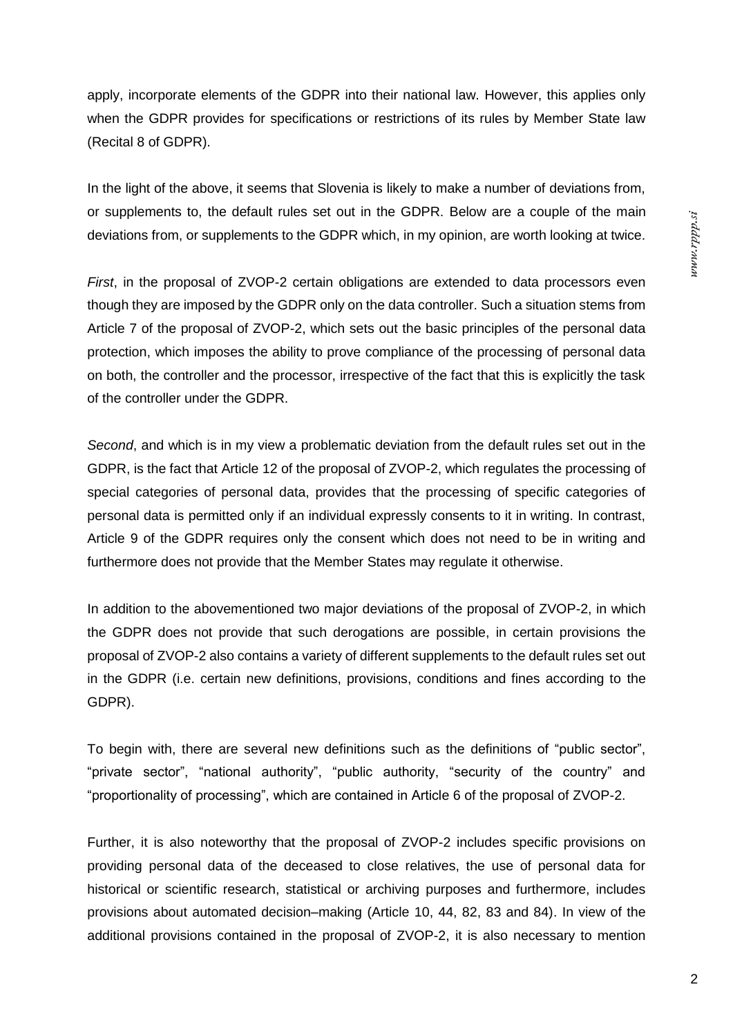apply, incorporate elements of the GDPR into their national law. However, this applies only when the GDPR provides for specifications or restrictions of its rules by Member State law (Recital 8 of GDPR).

In the light of the above, it seems that Slovenia is likely to make a number of deviations from, or supplements to, the default rules set out in the GDPR. Below are a couple of the main deviations from, or supplements to the GDPR which, in my opinion, are worth looking at twice.

*First*, in the proposal of ZVOP-2 certain obligations are extended to data processors even though they are imposed by the GDPR only on the data controller. Such a situation stems from Article 7 of the proposal of ZVOP-2, which sets out the basic principles of the personal data protection, which imposes the ability to prove compliance of the processing of personal data on both, the controller and the processor, irrespective of the fact that this is explicitly the task of the controller under the GDPR.

*Second*, and which is in my view a problematic deviation from the default rules set out in the GDPR, is the fact that Article 12 of the proposal of ZVOP-2, which regulates the processing of special categories of personal data, provides that the processing of specific categories of personal data is permitted only if an individual expressly consents to it in writing. In contrast, Article 9 of the GDPR requires only the consent which does not need to be in writing and furthermore does not provide that the Member States may regulate it otherwise.

In addition to the abovementioned two major deviations of the proposal of ZVOP-2, in which the GDPR does not provide that such derogations are possible, in certain provisions the proposal of ZVOP-2 also contains a variety of different supplements to the default rules set out in the GDPR (i.e. certain new definitions, provisions, conditions and fines according to the GDPR).

To begin with, there are several new definitions such as the definitions of "public sector", "private sector", "national authority", "public authority, "security of the country" and "proportionality of processing", which are contained in Article 6 of the proposal of ZVOP-2.

Further, it is also noteworthy that the proposal of ZVOP-2 includes specific provisions on providing personal data of the deceased to close relatives, the use of personal data for historical or scientific research, statistical or archiving purposes and furthermore, includes provisions about automated decision–making (Article 10, 44, 82, 83 and 84). In view of the additional provisions contained in the proposal of ZVOP-2, it is also necessary to mention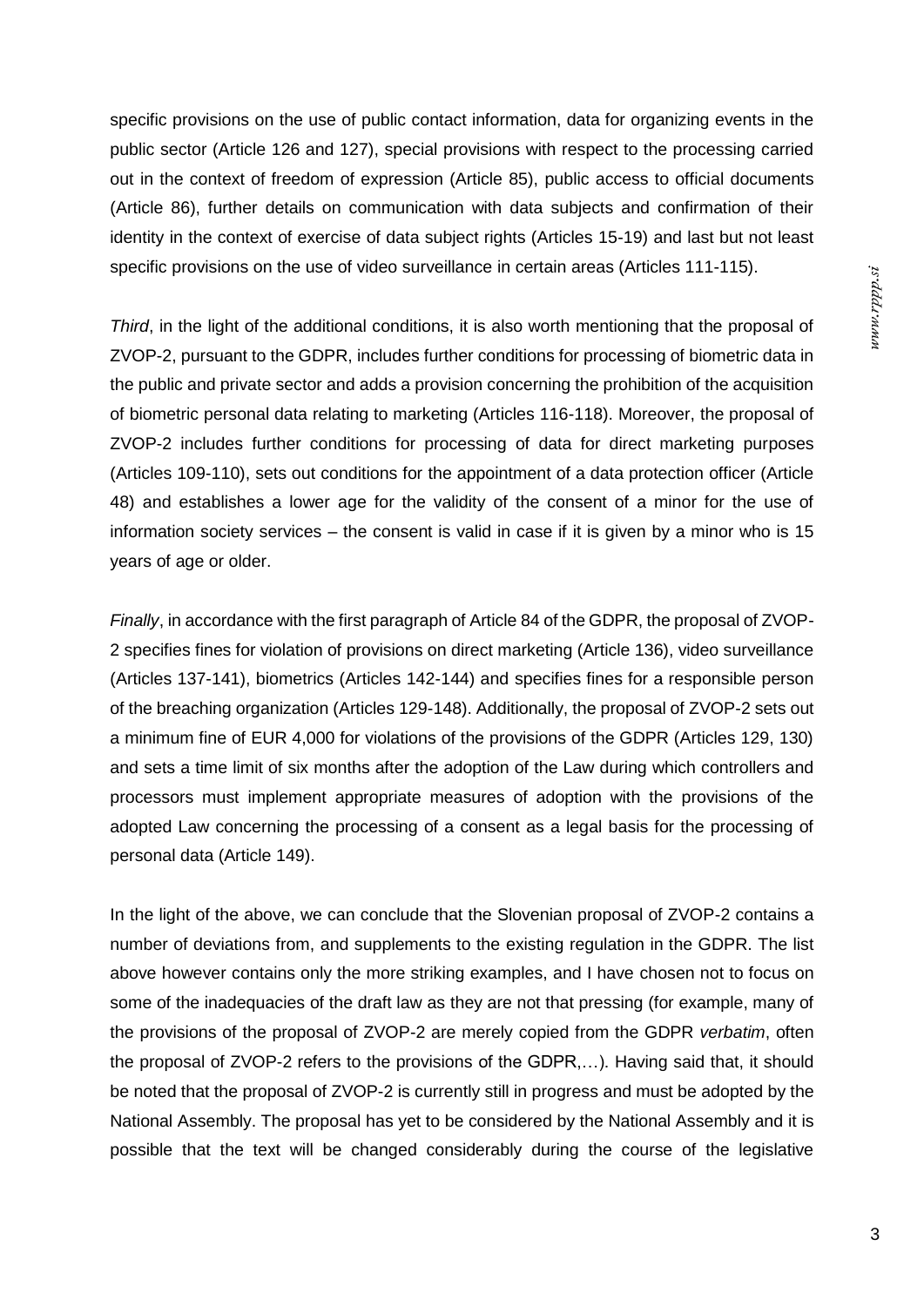specific provisions on the use of public contact information, data for organizing events in the public sector (Article 126 and 127), special provisions with respect to the processing carried out in the context of freedom of expression (Article 85), public access to official documents (Article 86), further details on communication with data subjects and confirmation of their identity in the context of exercise of data subject rights (Articles 15-19) and last but not least specific provisions on the use of video surveillance in certain areas (Articles 111-115).

*Third*, in the light of the additional conditions, it is also worth mentioning that the proposal of ZVOP-2, pursuant to the GDPR, includes further conditions for processing of biometric data in the public and private sector and adds a provision concerning the prohibition of the acquisition of biometric personal data relating to marketing (Articles 116-118). Moreover, the proposal of ZVOP-2 includes further conditions for processing of data for direct marketing purposes (Articles 109-110), sets out conditions for the appointment of a data protection officer (Article 48) and establishes a lower age for the validity of the consent of a minor for the use of information society services – the consent is valid in case if it is given by a minor who is 15 years of age or older.

*Finally*, in accordance with the first paragraph of Article 84 of the GDPR, the proposal of ZVOP-2 specifies fines for violation of provisions on direct marketing (Article 136), video surveillance (Articles 137-141), biometrics (Articles 142-144) and specifies fines for a responsible person of the breaching organization (Articles 129-148). Additionally, the proposal of ZVOP-2 sets out a minimum fine of EUR 4,000 for violations of the provisions of the GDPR (Articles 129, 130) and sets a time limit of six months after the adoption of the Law during which controllers and processors must implement appropriate measures of adoption with the provisions of the adopted Law concerning the processing of a consent as a legal basis for the processing of personal data (Article 149).

In the light of the above, we can conclude that the Slovenian proposal of ZVOP-2 contains a number of deviations from, and supplements to the existing regulation in the GDPR. The list above however contains only the more striking examples, and I have chosen not to focus on some of the inadequacies of the draft law as they are not that pressing (for example, many of the provisions of the proposal of ZVOP-2 are merely copied from the GDPR *verbatim*, often the proposal of ZVOP-2 refers to the provisions of the GDPR,…). Having said that, it should be noted that the proposal of ZVOP-2 is currently still in progress and must be adopted by the National Assembly. The proposal has yet to be considered by the National Assembly and it is possible that the text will be changed considerably during the course of the legislative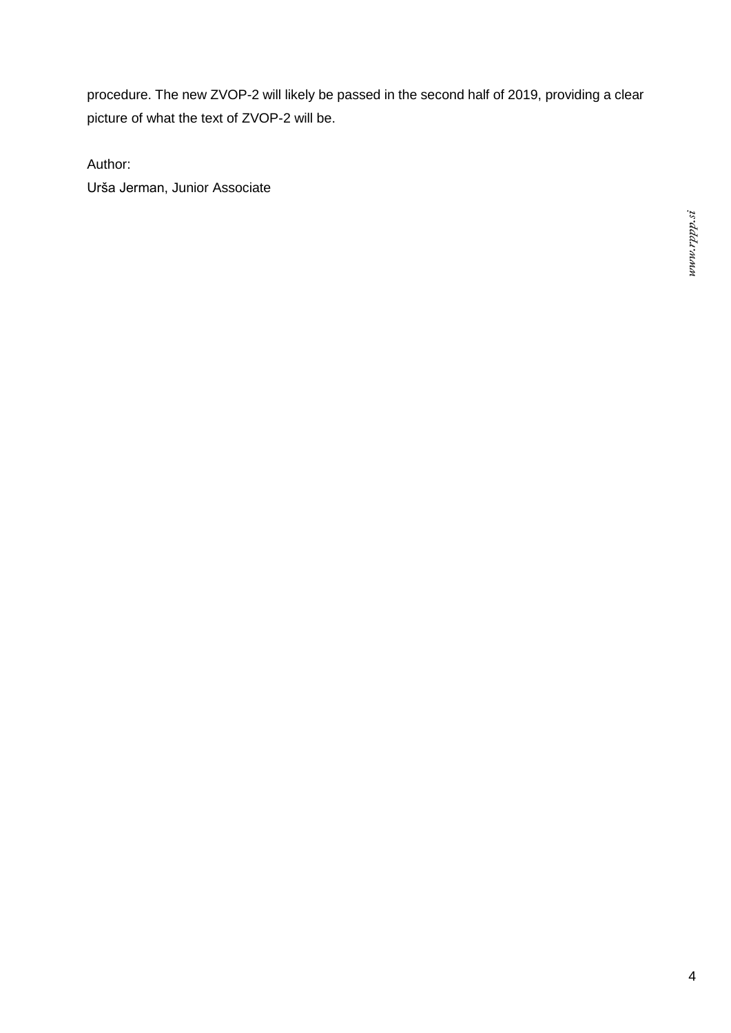procedure. The new ZVOP-2 will likely be passed in the second half of 2019, providing a clear picture of what the text of ZVOP-2 will be.

Author:
Urša Jerman, Junior Associate